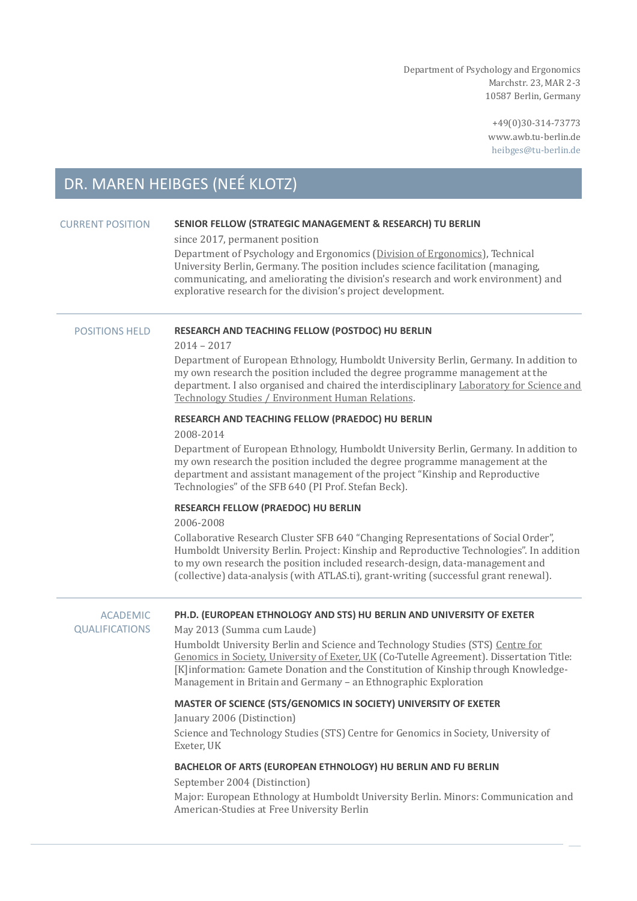Department of Psychology and Ergonomics
Marchstr. 23, MAR 2-3
10587 Berlin, Germany

+49(0)30-314-73773
www.awb.tu-berlin.de
heibges@tu-berlin.de

# DR. MAREN HEIBGES (NEÉ KLOTZ)

## CURRENT POSITION

### SENIOR FELLOW (STRATEGIC MANAGEMENT & RESEARCH) TU BERLIN

since 2017, permanent position

Department of Psychology and Ergonomics (Division of Ergonomics), Technical University Berlin, Germany. The position includes science facilitation (managing, communicating, and ameliorating the division's research and work environment) and explorative research for the division's project development.

## POSITIONS HELD

### RESEARCH AND TEACHING FELLOW (POSTDOC) HU BERLIN

2014 – 2017

Department of European Ethnology, Humboldt University Berlin, Germany. In addition to my own research the position included the degree programme management at the department. I also organised and chaired the interdisciplinary Laboratory for Science and Technology Studies / Environment Human Relations.

### RESEARCH AND TEACHING FELLOW (PRAEDOC) HU BERLIN

2008-2014

Department of European Ethnology, Humboldt University Berlin, Germany. In addition to my own research the position included the degree programme management at the department and assistant management of the project "Kinship and Reproductive Technologies" of the SFB 640 (PI Prof. Stefan Beck).

### RESEARCH FELLOW (PRAEDOC) HU BERLIN

2006-2008

Collaborative Research Cluster SFB 640 "Changing Representations of Social Order", Humboldt University Berlin. Project: Kinship and Reproductive Technologies". In addition to my own research the position included research-design, data-management and (collective) data-analysis (with ATLAS.ti), grant-writing (successful grant renewal).

## ACADEMIC QUALIFICATIONS

### PH.D. (EUROPEAN ETHNOLOGY AND STS) HU BERLIN AND UNIVERSITY OF EXETER

May 2013 (Summa cum Laude)

Humboldt University Berlin and Science and Technology Studies (STS) Centre for Genomics in Society, University of Exeter, UK (Co-Tutelle Agreement). Dissertation Title: [K]information: Gamete Donation and the Constitution of Kinship through Knowledge-Management in Britain and Germany – an Ethnographic Exploration

### MASTER OF SCIENCE (STS/GENOMICS IN SOCIETY) UNIVERSITY OF EXETER

January 2006 (Distinction)

Science and Technology Studies (STS) Centre for Genomics in Society, University of Exeter, UK

### BACHELOR OF ARTS (EUROPEAN ETHNOLOGY) HU BERLIN AND FU BERLIN

September 2004 (Distinction)

Major: European Ethnology at Humboldt University Berlin. Minors: Communication and American-Studies at Free University Berlin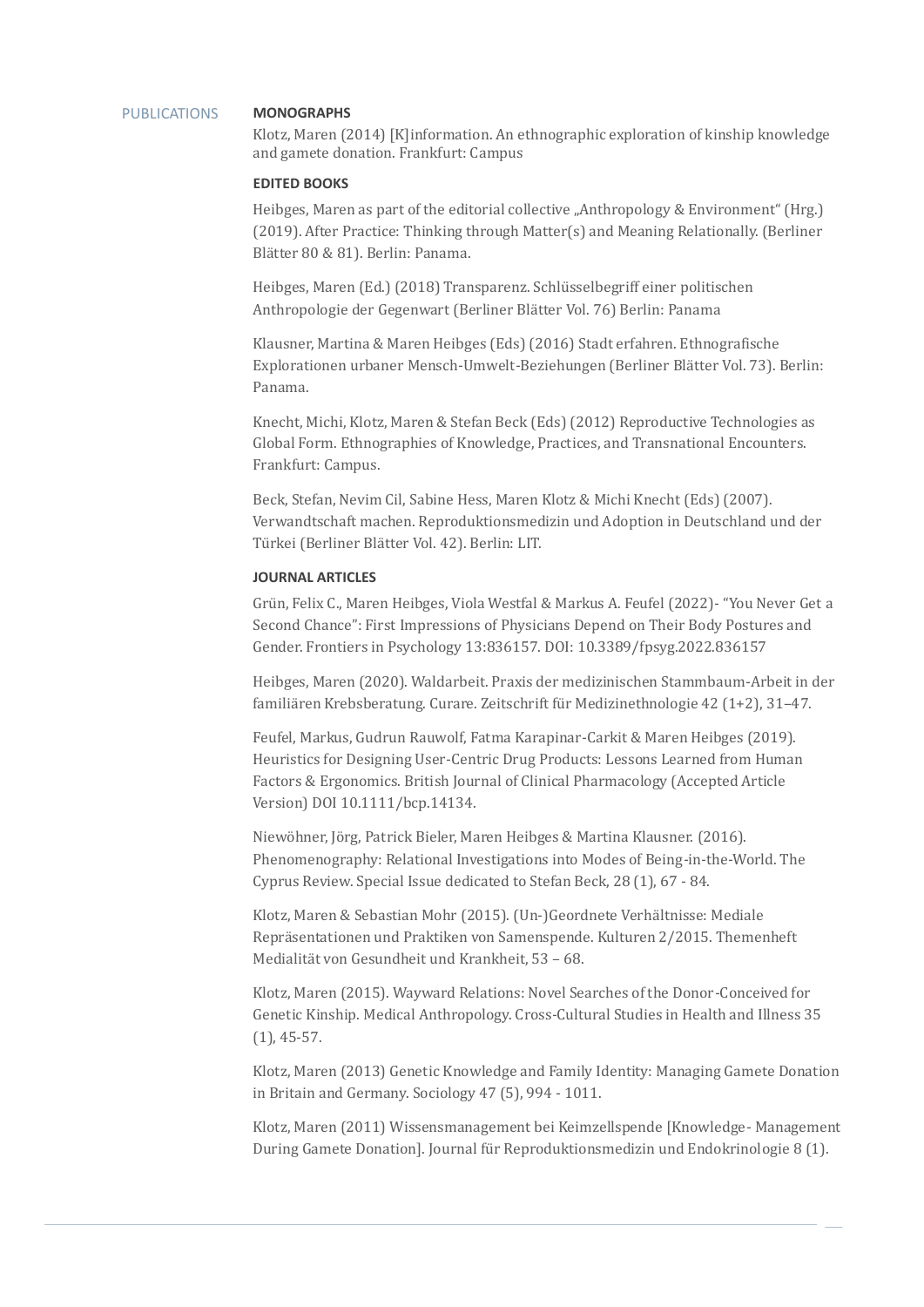## PUBLICATIONS

### MONOGRAPHS

Klotz, Maren (2014) [K]information. An ethnographic exploration of kinship knowledge and gamete donation. Frankfurt: Campus

### EDITED BOOKS

Heibges, Maren as part of the editorial collective „Anthropology & Environment" (Hrg.) (2019). After Practice: Thinking through Matter(s) and Meaning Relationally. (Berliner Blätter 80 & 81). Berlin: Panama.

Heibges, Maren (Ed.) (2018) Transparenz. Schlüsselbegriff einer politischen Anthropologie der Gegenwart (Berliner Blätter Vol. 76) Berlin: Panama

Klausner, Martina & Maren Heibges (Eds) (2016) Stadt erfahren. Ethnografische Explorationen urbaner Mensch-Umwelt-Beziehungen (Berliner Blätter Vol. 73). Berlin: Panama.

Knecht, Michi, Klotz, Maren & Stefan Beck (Eds) (2012) Reproductive Technologies as Global Form. Ethnographies of Knowledge, Practices, and Transnational Encounters. Frankfurt: Campus.

Beck, Stefan, Nevim Cil, Sabine Hess, Maren Klotz & Michi Knecht (Eds) (2007). Verwandtschaft machen. Reproduktionsmedizin und Adoption in Deutschland und der Türkei (Berliner Blätter Vol. 42). Berlin: LIT.

### JOURNAL ARTICLES

Grün, Felix C., Maren Heibges, Viola Westfal & Markus A. Feufel (2022)- "You Never Get a Second Chance": First Impressions of Physicians Depend on Their Body Postures and Gender. Frontiers in Psychology 13:836157. DOI: 10.3389/fpsyg.2022.836157

Heibges, Maren (2020). Waldarbeit. Praxis der medizinischen Stammbaum-Arbeit in der familiären Krebsberatung. Curare. Zeitschrift für Medizinethnologie 42 (1+2), 31–47.

Feufel, Markus, Gudrun Rauwolf, Fatma Karapinar-Carkit & Maren Heibges (2019). Heuristics for Designing User-Centric Drug Products: Lessons Learned from Human Factors & Ergonomics. British Journal of Clinical Pharmacology (Accepted Article Version) DOI 10.1111/bcp.14134.

Niewöhner, Jörg, Patrick Bieler, Maren Heibges & Martina Klausner. (2016). Phenomenography: Relational Investigations into Modes of Being-in-the-World. The Cyprus Review. Special Issue dedicated to Stefan Beck, 28 (1), 67 - 84.

Klotz, Maren & Sebastian Mohr (2015). (Un-)Geordnete Verhältnisse: Mediale Repräsentationen und Praktiken von Samenspende. Kulturen 2/2015. Themenheft Medialität von Gesundheit und Krankheit, 53 – 68.

Klotz, Maren (2015). Wayward Relations: Novel Searches of the Donor-Conceived for Genetic Kinship. Medical Anthropology. Cross-Cultural Studies in Health and Illness 35 (1), 45-57.

Klotz, Maren (2013) Genetic Knowledge and Family Identity: Managing Gamete Donation in Britain and Germany. Sociology 47 (5), 994 - 1011.

Klotz, Maren (2011) Wissensmanagement bei Keimzellspende [Knowledge- Management During Gamete Donation]. Journal für Reproduktionsmedizin und Endokrinologie 8 (1).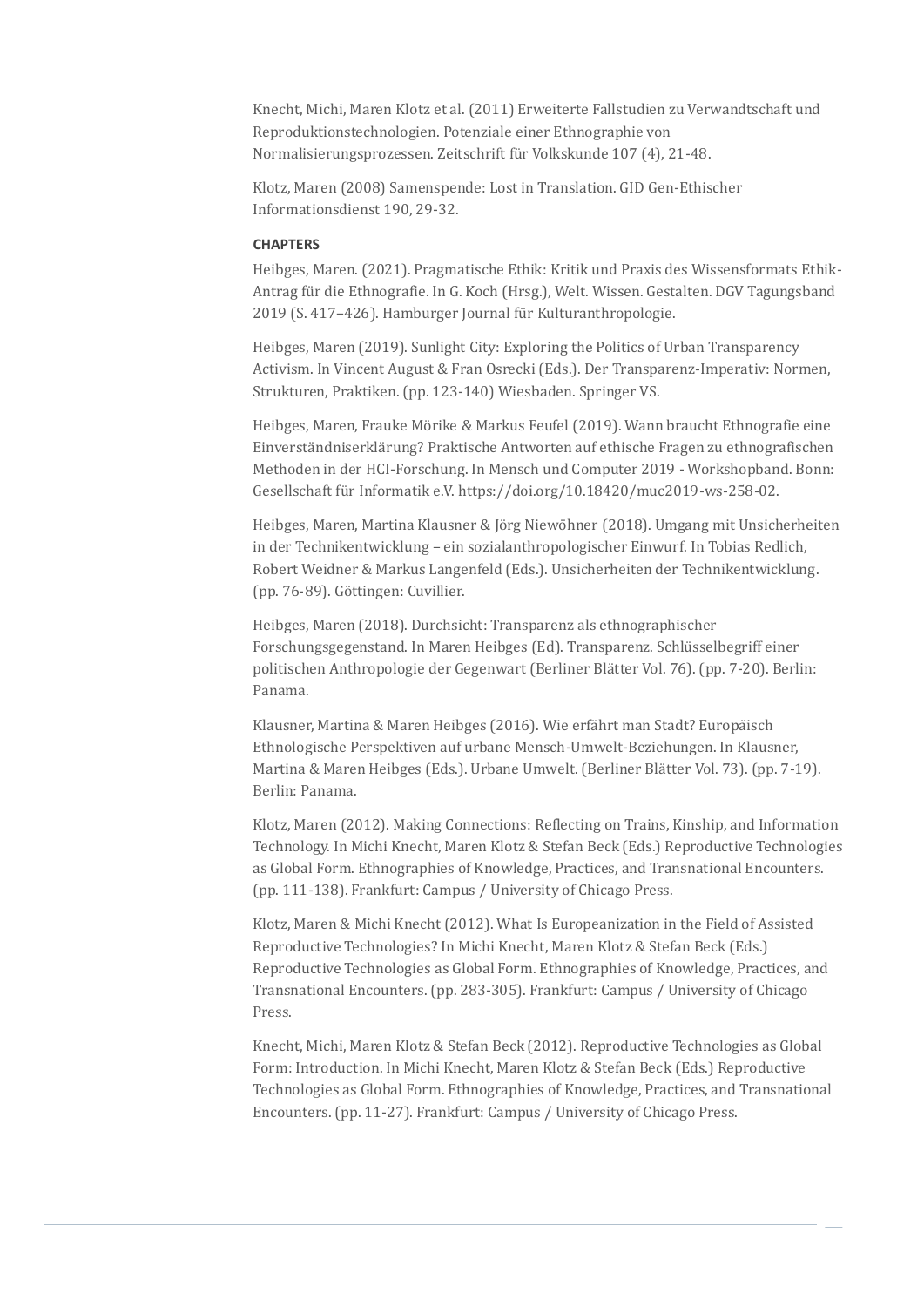Knecht, Michi, Maren Klotz et al. (2011) Erweiterte Fallstudien zu Verwandtschaft und Reproduktionstechnologien. Potenziale einer Ethnographie von Normalisierungsprozessen. Zeitschrift für Volkskunde 107 (4), 21-48.

Klotz, Maren (2008) Samenspende: Lost in Translation. GID Gen-Ethischer Informationsdienst 190, 29-32.

**CHAPTERS**

Heibges, Maren. (2021). Pragmatische Ethik: Kritik und Praxis des Wissensformats Ethik-Antrag für die Ethnografie. In G. Koch (Hrsg.), Welt. Wissen. Gestalten. DGV Tagungsband 2019 (S. 417–426). Hamburger Journal für Kulturanthropologie.

Heibges, Maren (2019). Sunlight City: Exploring the Politics of Urban Transparency Activism. In Vincent August & Fran Osrecki (Eds.). Der Transparenz-Imperativ: Normen, Strukturen, Praktiken. (pp. 123-140) Wiesbaden. Springer VS.

Heibges, Maren, Frauke Mörike & Markus Feufel (2019). Wann braucht Ethnografie eine Einverständniserklärung? Praktische Antworten auf ethische Fragen zu ethnografischen Methoden in der HCI-Forschung. In Mensch und Computer 2019 - Workshopband. Bonn: Gesellschaft für Informatik e.V. https://doi.org/10.18420/muc2019-ws-258-02.

Heibges, Maren, Martina Klausner & Jörg Niewöhner (2018). Umgang mit Unsicherheiten in der Technikentwicklung – ein sozialanthropologischer Einwurf. In Tobias Redlich, Robert Weidner & Markus Langenfeld (Eds.). Unsicherheiten der Technikentwicklung. (pp. 76-89). Göttingen: Cuvillier.

Heibges, Maren (2018). Durchsicht: Transparenz als ethnographischer Forschungsgegenstand. In Maren Heibges (Ed). Transparenz. Schlüsselbegriff einer politischen Anthropologie der Gegenwart (Berliner Blätter Vol. 76). (pp. 7-20). Berlin: Panama.

Klausner, Martina & Maren Heibges (2016). Wie erfährt man Stadt? Europäisch Ethnologische Perspektiven auf urbane Mensch-Umwelt-Beziehungen. In Klausner, Martina & Maren Heibges (Eds.). Urbane Umwelt. (Berliner Blätter Vol. 73). (pp. 7-19). Berlin: Panama.

Klotz, Maren (2012). Making Connections: Reflecting on Trains, Kinship, and Information Technology. In Michi Knecht, Maren Klotz & Stefan Beck (Eds.) Reproductive Technologies as Global Form. Ethnographies of Knowledge, Practices, and Transnational Encounters. (pp. 111-138). Frankfurt: Campus / University of Chicago Press.

Klotz, Maren & Michi Knecht (2012). What Is Europeanization in the Field of Assisted Reproductive Technologies? In Michi Knecht, Maren Klotz & Stefan Beck (Eds.) Reproductive Technologies as Global Form. Ethnographies of Knowledge, Practices, and Transnational Encounters. (pp. 283-305). Frankfurt: Campus / University of Chicago Press.

Knecht, Michi, Maren Klotz & Stefan Beck (2012). Reproductive Technologies as Global Form: Introduction. In Michi Knecht, Maren Klotz & Stefan Beck (Eds.) Reproductive Technologies as Global Form. Ethnographies of Knowledge, Practices, and Transnational Encounters. (pp. 11-27). Frankfurt: Campus / University of Chicago Press.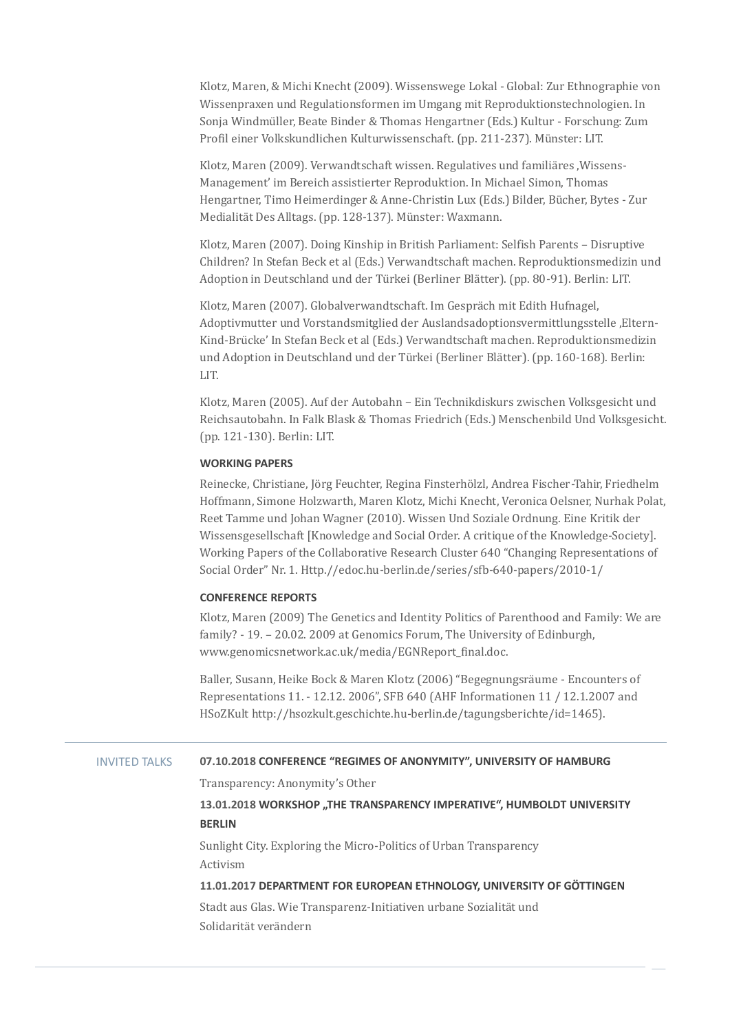Klotz, Maren, & Michi Knecht (2009). Wissenswege Lokal - Global: Zur Ethnographie von Wissenpraxen und Regulationsformen im Umgang mit Reproduktionstechnologien. In Sonja Windmüller, Beate Binder & Thomas Hengartner (Eds.) Kultur - Forschung: Zum Profil einer Volkskundlichen Kulturwissenschaft. (pp. 211-237). Münster: LIT.

Klotz, Maren (2009). Verwandtschaft wissen. Regulatives und familiäres ‚Wissens-Management' im Bereich assistierter Reproduktion. In Michael Simon, Thomas Hengartner, Timo Heimerdinger & Anne-Christin Lux (Eds.) Bilder, Bücher, Bytes - Zur Medialität Des Alltags. (pp. 128-137). Münster: Waxmann.

Klotz, Maren (2007). Doing Kinship in British Parliament: Selfish Parents – Disruptive Children? In Stefan Beck et al (Eds.) Verwandtschaft machen. Reproduktionsmedizin und Adoption in Deutschland und der Türkei (Berliner Blätter). (pp. 80-91). Berlin: LIT.

Klotz, Maren (2007). Globalverwandtschaft. Im Gespräch mit Edith Hufnagel, Adoptivmutter und Vorstandsmitglied der Auslandsadoptionsvermittlungsstelle ‚Eltern-Kind-Brücke' In Stefan Beck et al (Eds.) Verwandtschaft machen. Reproduktionsmedizin und Adoption in Deutschland und der Türkei (Berliner Blätter). (pp. 160-168). Berlin: LIT.

Klotz, Maren (2005). Auf der Autobahn – Ein Technikdiskurs zwischen Volksgesicht und Reichsautobahn. In Falk Blask & Thomas Friedrich (Eds.) Menschenbild Und Volksgesicht. (pp. 121-130). Berlin: LIT.

**WORKING PAPERS**

Reinecke, Christiane, Jörg Feuchter, Regina Finsterhölzl, Andrea Fischer-Tahir, Friedhelm Hoffmann, Simone Holzwarth, Maren Klotz, Michi Knecht, Veronica Oelsner, Nurhak Polat, Reet Tamme und Johan Wagner (2010). Wissen Und Soziale Ordnung. Eine Kritik der Wissensgesellschaft [Knowledge and Social Order. A critique of the Knowledge-Society]. Working Papers of the Collaborative Research Cluster 640 "Changing Representations of Social Order" Nr. 1. Http.//edoc.hu-berlin.de/series/sfb-640-papers/2010-1/

**CONFERENCE REPORTS**

Klotz, Maren (2009) The Genetics and Identity Politics of Parenthood and Family: We are family? - 19. – 20.02. 2009 at Genomics Forum, The University of Edinburgh, www.genomicsnetwork.ac.uk/media/EGNReport_final.doc.

Baller, Susann, Heike Bock & Maren Klotz (2006) "Begegnungsräume - Encounters of Representations 11. - 12.12. 2006", SFB 640 (AHF Informationen 11 / 12.1.2007 and HSoZKult http://hsozkult.geschichte.hu-berlin.de/tagungsberichte/id=1465).

---

## INVITED TALKS

**07.10.2018 CONFERENCE "REGIMES OF ANONYMITY", UNIVERSITY OF HAMBURG**

Transparency: Anonymity's Other

**13.01.2018 WORKSHOP „THE TRANSPARENCY IMPERATIVE", HUMBOLDT UNIVERSITY BERLIN**

Sunlight City. Exploring the Micro-Politics of Urban Transparency Activism

**11.01.2017 DEPARTMENT FOR EUROPEAN ETHNOLOGY, UNIVERSITY OF GÖTTINGEN**

Stadt aus Glas. Wie Transparenz-Initiativen urbane Sozialität und Solidarität verändern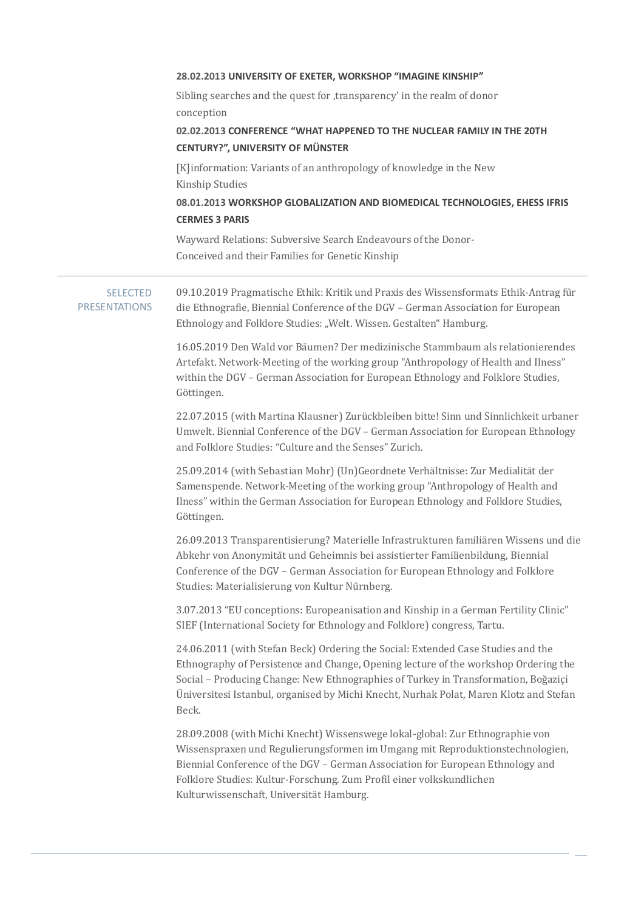**28.02.2013 UNIVERSITY OF EXETER, WORKSHOP "IMAGINE KINSHIP"**

Sibling searches and the quest for ‚transparency' in the realm of donor conception

**02.02.2013 CONFERENCE "WHAT HAPPENED TO THE NUCLEAR FAMILY IN THE 20TH CENTURY?", UNIVERSITY OF MÜNSTER**

[K]information: Variants of an anthropology of knowledge in the New Kinship Studies

**08.01.2013 WORKSHOP GLOBALIZATION AND BIOMEDICAL TECHNOLOGIES, EHESS IFRIS CERMES 3 PARIS**

Wayward Relations: Subversive Search Endeavours of the Donor-Conceived and their Families for Genetic Kinship

---

## SELECTED PRESENTATIONS

09.10.2019 Pragmatische Ethik: Kritik und Praxis des Wissensformats Ethik-Antrag für die Ethnografie, Biennial Conference of the DGV – German Association for European Ethnology and Folklore Studies: „Welt. Wissen. Gestalten" Hamburg.

16.05.2019 Den Wald vor Bäumen? Der medizinische Stammbaum als relationierendes Artefakt. Network-Meeting of the working group "Anthropology of Health and Ilness" within the DGV – German Association for European Ethnology and Folklore Studies, Göttingen.

22.07.2015 (with Martina Klausner) Zurückbleiben bitte! Sinn und Sinnlichkeit urbaner Umwelt. Biennial Conference of the DGV – German Association for European Ethnology and Folklore Studies: "Culture and the Senses" Zurich.

25.09.2014 (with Sebastian Mohr) (Un)Geordnete Verhältnisse: Zur Medialität der Samenspende. Network-Meeting of the working group "Anthropology of Health and Ilness" within the German Association for European Ethnology and Folklore Studies, Göttingen.

26.09.2013 Transparentisierung? Materielle Infrastrukturen familiären Wissens und die Abkehr von Anonymität und Geheimnis bei assistierter Familienbildung, Biennial Conference of the DGV – German Association for European Ethnology and Folklore Studies: Materialisierung von Kultur Nürnberg.

3.07.2013 "EU conceptions: Europeanisation and Kinship in a German Fertility Clinic" SIEF (International Society for Ethnology and Folklore) congress, Tartu.

24.06.2011 (with Stefan Beck) Ordering the Social: Extended Case Studies and the Ethnography of Persistence and Change, Opening lecture of the workshop Ordering the Social – Producing Change: New Ethnographies of Turkey in Transformation, Boğaziçi Üniversitesi Istanbul, organised by Michi Knecht, Nurhak Polat, Maren Klotz and Stefan Beck.

28.09.2008 (with Michi Knecht) Wissenswege lokal-global: Zur Ethnographie von Wissenspraxen und Regulierungsformen im Umgang mit Reproduktionstechnologien, Biennial Conference of the DGV – German Association for European Ethnology and Folklore Studies: Kultur-Forschung. Zum Profil einer volkskundlichen Kulturwissenschaft, Universität Hamburg.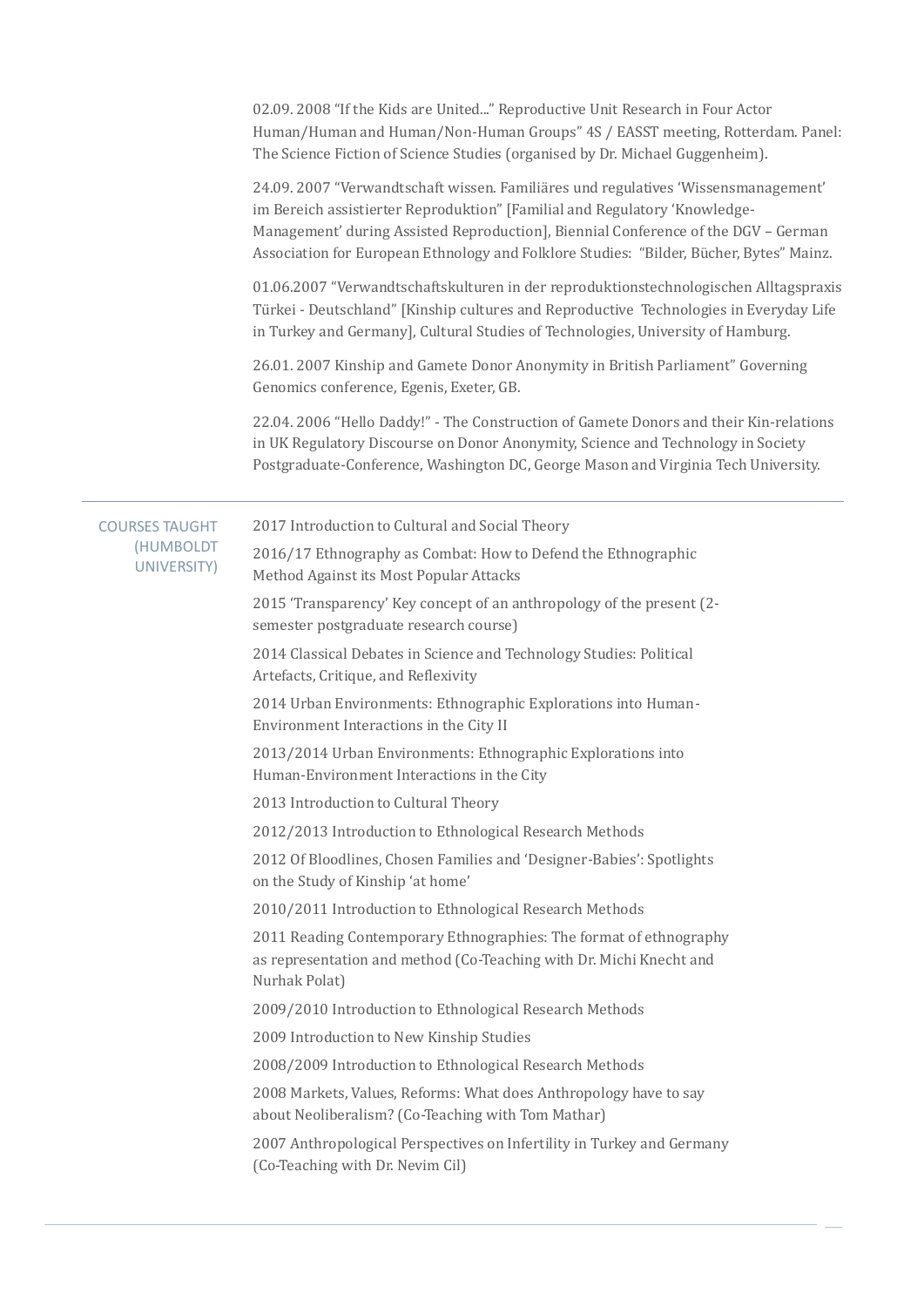02.09. 2008 "If the Kids are United..." Reproductive Unit Research in Four Actor Human/Human and Human/Non-Human Groups" 4S / EASST meeting, Rotterdam. Panel: The Science Fiction of Science Studies (organised by Dr. Michael Guggenheim).

24.09. 2007 "Verwandtschaft wissen. Familiäres und regulatives 'Wissensmanagement' im Bereich assistierter Reproduktion" [Familial and Regulatory 'Knowledge-Management' during Assisted Reproduction], Biennial Conference of the DGV – German Association for European Ethnology and Folklore Studies: "Bilder, Bücher, Bytes" Mainz.

01.06.2007 "Verwandtschaftskulturen in der reproduktionstechnologischen Alltagspraxis Türkei - Deutschland" [Kinship cultures and Reproductive Technologies in Everyday Life in Turkey and Germany], Cultural Studies of Technologies, University of Hamburg.

26.01. 2007 Kinship and Gamete Donor Anonymity in British Parliament" Governing Genomics conference, Egenis, Exeter, GB.

22.04. 2006 "Hello Daddy!" - The Construction of Gamete Donors and their Kin-relations in UK Regulatory Discourse on Donor Anonymity, Science and Technology in Society Postgraduate-Conference, Washington DC, George Mason and Virginia Tech University.

---

## COURSES TAUGHT (HUMBOLDT UNIVERSITY)

2017 Introduction to Cultural and Social Theory

2016/17 Ethnography as Combat: How to Defend the Ethnographic Method Against its Most Popular Attacks

2015 'Transparency' Key concept of an anthropology of the present (2-semester postgraduate research course)

2014 Classical Debates in Science and Technology Studies: Political Artefacts, Critique, and Reflexivity

2014 Urban Environments: Ethnographic Explorations into Human-Environment Interactions in the City II

2013/2014 Urban Environments: Ethnographic Explorations into Human-Environment Interactions in the City

2013 Introduction to Cultural Theory

2012/2013 Introduction to Ethnological Research Methods

2012 Of Bloodlines, Chosen Families and 'Designer-Babies': Spotlights on the Study of Kinship 'at home'

2010/2011 Introduction to Ethnological Research Methods

2011 Reading Contemporary Ethnographies: The format of ethnography as representation and method (Co-Teaching with Dr. Michi Knecht and Nurhak Polat)

2009/2010 Introduction to Ethnological Research Methods

2009 Introduction to New Kinship Studies

2008/2009 Introduction to Ethnological Research Methods

2008 Markets, Values, Reforms: What does Anthropology have to say about Neoliberalism? (Co-Teaching with Tom Mathar)

2007 Anthropological Perspectives on Infertility in Turkey and Germany (Co-Teaching with Dr. Nevim Cil)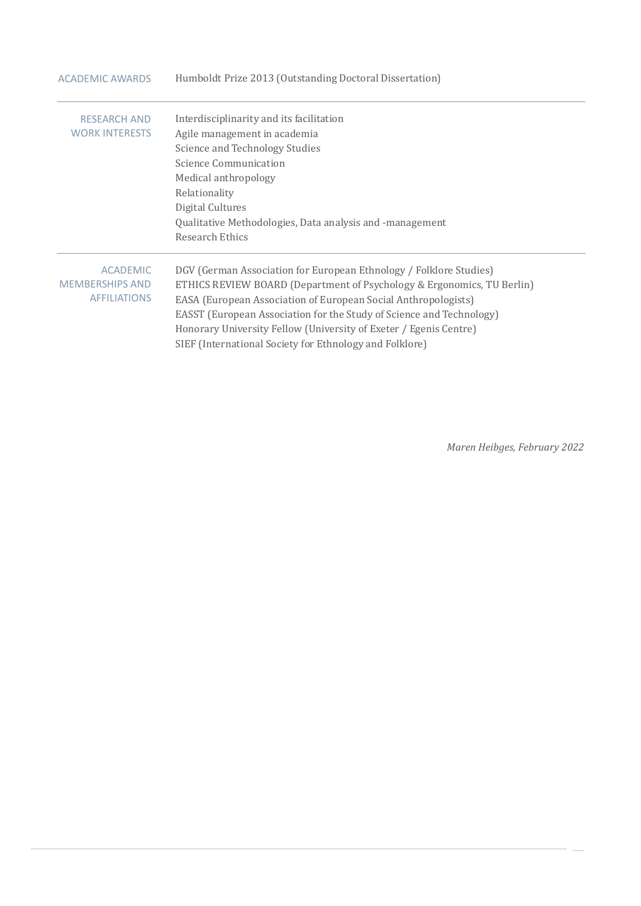## ACADEMIC AWARDS

Humboldt Prize 2013 (Outstanding Doctoral Dissertation)

## RESEARCH AND WORK INTERESTS

Interdisciplinarity and its facilitation
Agile management in academia
Science and Technology Studies
Science Communication
Medical anthropology
Relationality
Digital Cultures
Qualitative Methodologies, Data analysis and -management
Research Ethics

## ACADEMIC MEMBERSHIPS AND AFFILIATIONS

DGV (German Association for European Ethnology / Folklore Studies)
ETHICS REVIEW BOARD (Department of Psychology & Ergonomics, TU Berlin)
EASA (European Association of European Social Anthropologists)
EASST (European Association for the Study of Science and Technology)
Honorary University Fellow (University of Exeter / Egenis Centre)
SIEF (International Society for Ethnology and Folklore)

*Maren Heibges, February 2022*